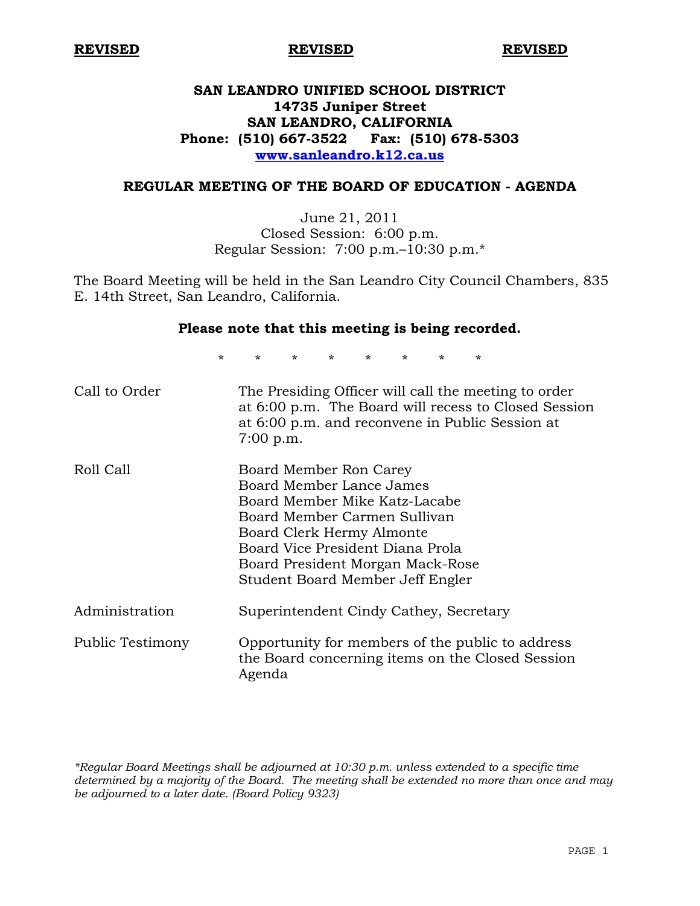**REVISED** **REVISED** **REVISED**

# SAN LEANDRO UNIFIED SCHOOL DISTRICT
**14735 Juniper Street**
**SAN LEANDRO, CALIFORNIA**
**Phone: (510) 667-3522 Fax: (510) 678-5303**
**www.sanleandro.k12.ca.us**

## REGULAR MEETING OF THE BOARD OF EDUCATION - AGENDA

June 21, 2011
Closed Session: 6:00 p.m.
Regular Session: 7:00 p.m.–10:30 p.m.*

The Board Meeting will be held in the San Leandro City Council Chambers, 835 E. 14th Street, San Leandro, California.

**Please note that this meeting is being recorded.**

\* \* \* \* \* \* \* \*

| | |
|---|---|
| Call to Order | The Presiding Officer will call the meeting to order at 6:00 p.m. The Board will recess to Closed Session at 6:00 p.m. and reconvene in Public Session at 7:00 p.m. |
| Roll Call | Board Member Ron Carey<br>Board Member Lance James<br>Board Member Mike Katz-Lacabe<br>Board Member Carmen Sullivan<br>Board Clerk Hermy Almonte<br>Board Vice President Diana Prola<br>Board President Morgan Mack-Rose<br>Student Board Member Jeff Engler |
| Administration | Superintendent Cindy Cathey, Secretary |
| Public Testimony | Opportunity for members of the public to address the Board concerning items on the Closed Session Agenda |

*\*Regular Board Meetings shall be adjourned at 10:30 p.m. unless extended to a specific time determined by a majority of the Board. The meeting shall be extended no more than once and may be adjourned to a later date. (Board Policy 9323)*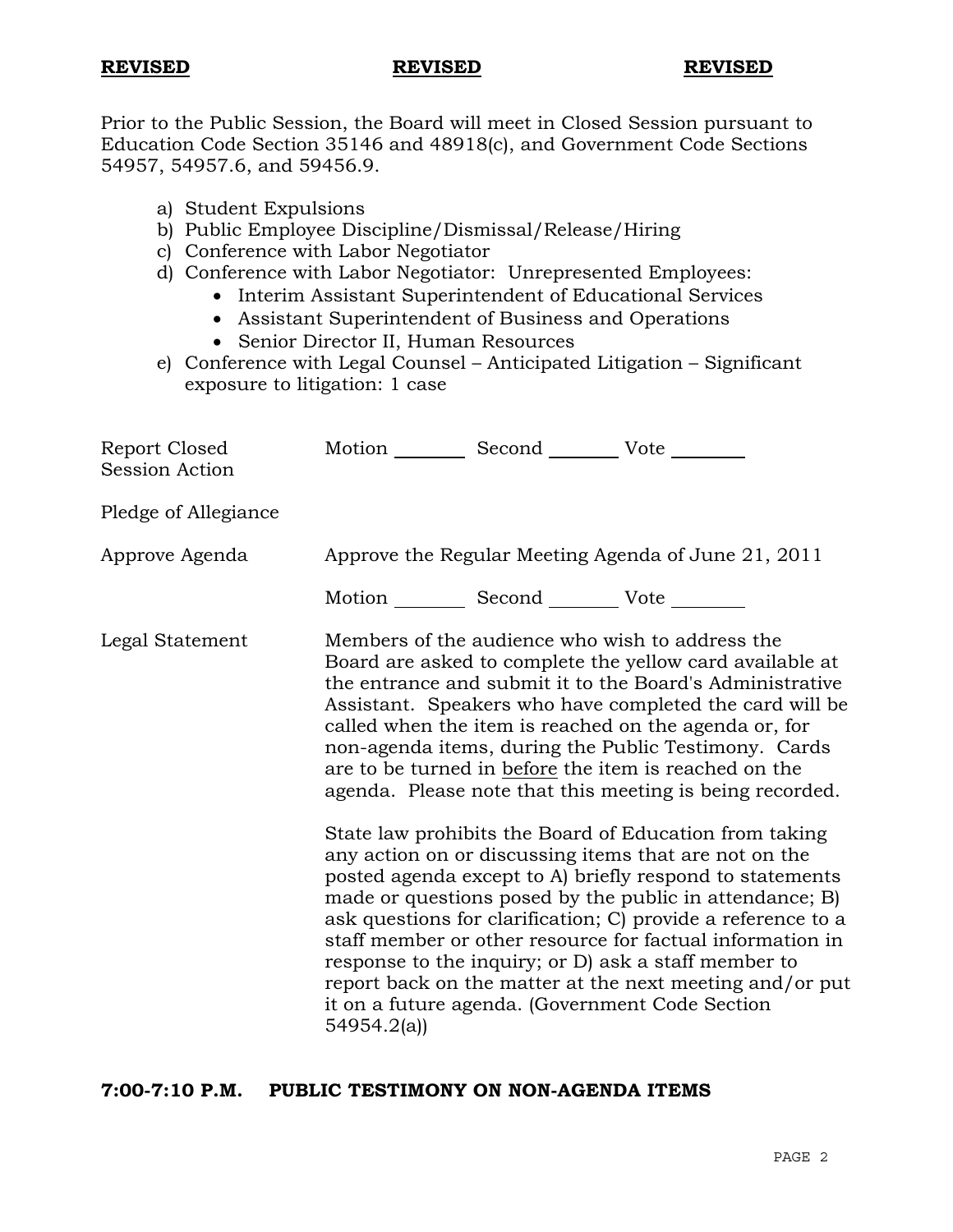**REVISED** **REVISED** **REVISED**

Prior to the Public Session, the Board will meet in Closed Session pursuant to Education Code Section 35146 and 48918(c), and Government Code Sections 54957, 54957.6, and 59456.9.

a) Student Expulsions
b) Public Employee Discipline/Dismissal/Release/Hiring
c) Conference with Labor Negotiator
d) Conference with Labor Negotiator: Unrepresented Employees:
    - Interim Assistant Superintendent of Educational Services
    - Assistant Superintendent of Business and Operations
    - Senior Director II, Human Resources
e) Conference with Legal Counsel – Anticipated Litigation – Significant exposure to litigation: 1 case

Report Closed Session Action — Motion ________ Second ________ Vote ________

Pledge of Allegiance

Approve Agenda — Approve the Regular Meeting Agenda of June 21, 2011

Motion ________ Second ________ Vote ________

Legal Statement — Members of the audience who wish to address the Board are asked to complete the yellow card available at the entrance and submit it to the Board's Administrative Assistant. Speakers who have completed the card will be called when the item is reached on the agenda or, for non-agenda items, during the Public Testimony. Cards are to be turned in before the item is reached on the agenda. Please note that this meeting is being recorded.

State law prohibits the Board of Education from taking any action on or discussing items that are not on the posted agenda except to A) briefly respond to statements made or questions posed by the public in attendance; B) ask questions for clarification; C) provide a reference to a staff member or other resource for factual information in response to the inquiry; or D) ask a staff member to report back on the matter at the next meeting and/or put it on a future agenda. (Government Code Section 54954.2(a))

**7:00-7:10 P.M. PUBLIC TESTIMONY ON NON-AGENDA ITEMS**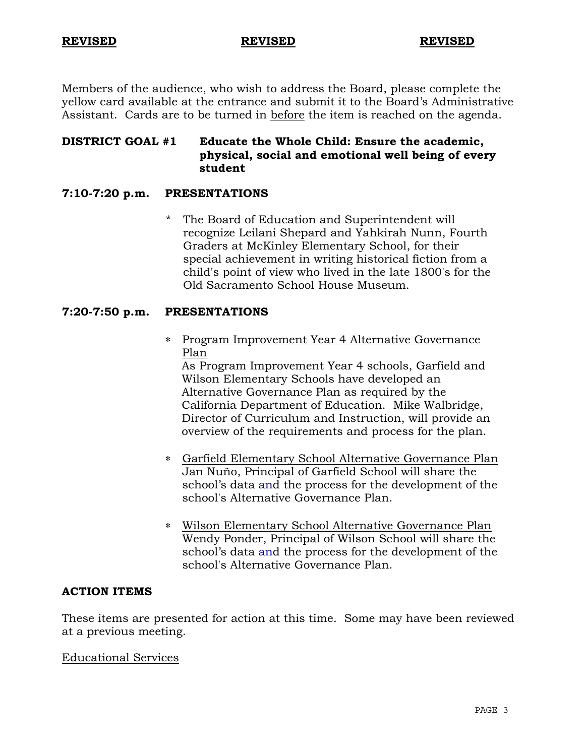**REVISED** **REVISED** **REVISED**

Members of the audience, who wish to address the Board, please complete the yellow card available at the entrance and submit it to the Board's Administrative Assistant. Cards are to be turned in before the item is reached on the agenda.

**DISTRICT GOAL #1 Educate the Whole Child: Ensure the academic, physical, social and emotional well being of every student**

**7:10-7:20 p.m. PRESENTATIONS**

* The Board of Education and Superintendent will recognize Leilani Shepard and Yahkirah Nunn, Fourth Graders at McKinley Elementary School, for their special achievement in writing historical fiction from a child's point of view who lived in the late 1800's for the Old Sacramento School House Museum.

**7:20-7:50 p.m. PRESENTATIONS**

* Program Improvement Year 4 Alternative Governance Plan
  As Program Improvement Year 4 schools, Garfield and Wilson Elementary Schools have developed an Alternative Governance Plan as required by the California Department of Education. Mike Walbridge, Director of Curriculum and Instruction, will provide an overview of the requirements and process for the plan.

* Garfield Elementary School Alternative Governance Plan
  Jan Nuño, Principal of Garfield School will share the school's data and the process for the development of the school's Alternative Governance Plan.

* Wilson Elementary School Alternative Governance Plan
  Wendy Ponder, Principal of Wilson School will share the school's data and the process for the development of the school's Alternative Governance Plan.

**ACTION ITEMS**

These items are presented for action at this time. Some may have been reviewed at a previous meeting.

Educational Services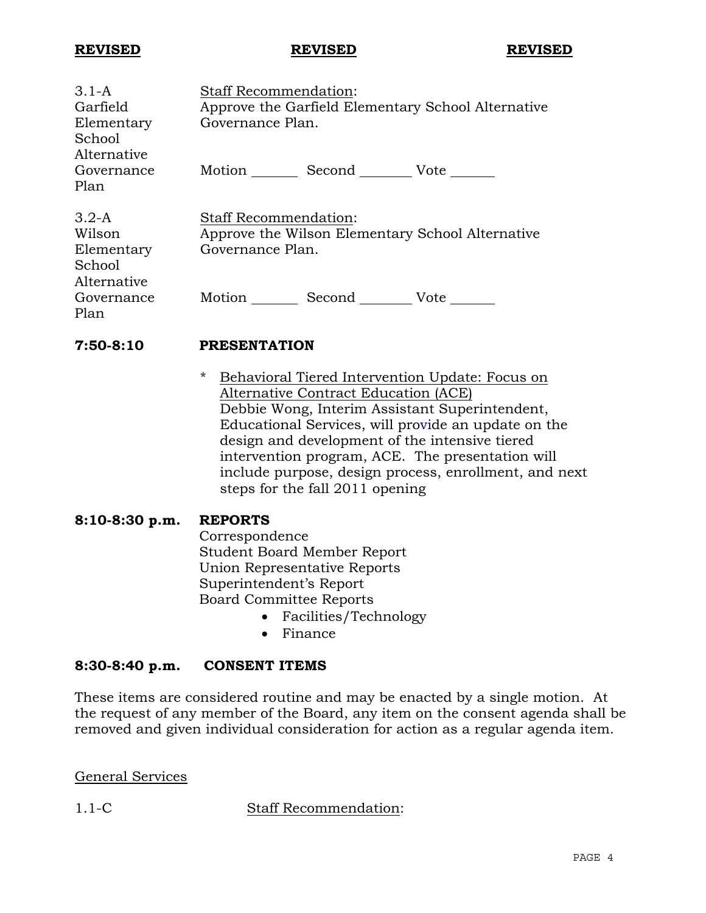**REVISED** **REVISED** **REVISED**

| | |
|---|---|
| 3.1-A Garfield Elementary School Alternative Governance Plan | Staff Recommendation: Approve the Garfield Elementary School Alternative Governance Plan.<br><br>Motion _______ Second ________ Vote ______ |
| 3.2-A Wilson Elementary School Alternative Governance Plan | Staff Recommendation: Approve the Wilson Elementary School Alternative Governance Plan.<br><br>Motion _______ Second ________ Vote ______ |

**7:50-8:10 PRESENTATION**

* Behavioral Tiered Intervention Update: Focus on Alternative Contract Education (ACE)
  Debbie Wong, Interim Assistant Superintendent, Educational Services, will provide an update on the design and development of the intensive tiered intervention program, ACE. The presentation will include purpose, design process, enrollment, and next steps for the fall 2011 opening

**8:10-8:30 p.m. REPORTS**

Correspondence
Student Board Member Report
Union Representative Reports
Superintendent's Report
Board Committee Reports

- Facilities/Technology
- Finance

**8:30-8:40 p.m. CONSENT ITEMS**

These items are considered routine and may be enacted by a single motion. At the request of any member of the Board, any item on the consent agenda shall be removed and given individual consideration for action as a regular agenda item.

General Services

1.1-C Staff Recommendation: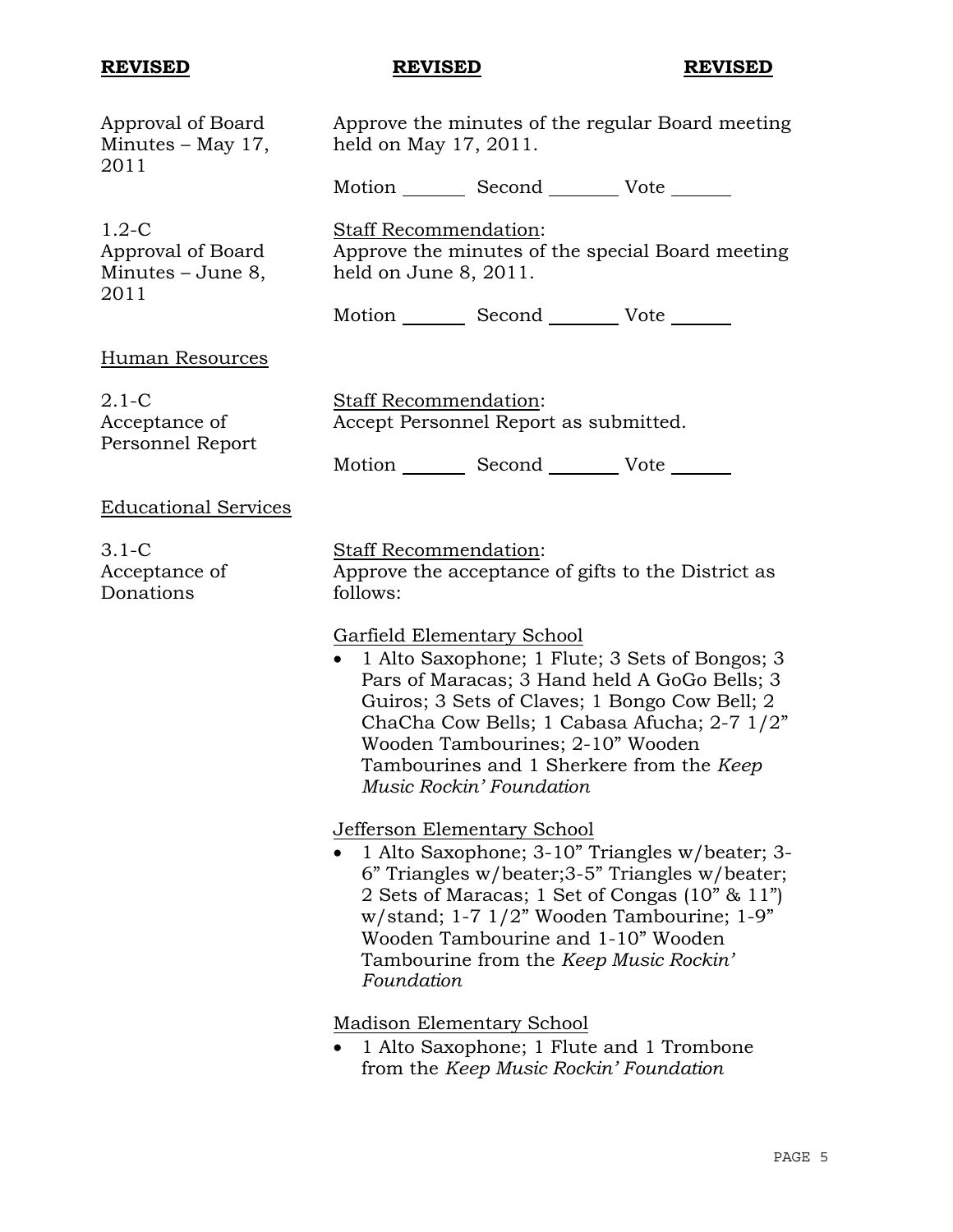**REVISED** **REVISED** **REVISED**

Approval of Board Minutes – May 17, 2011

Approve the minutes of the regular Board meeting held on May 17, 2011.

Motion _______ Second _______ Vote _______

1.2-C
Approval of Board Minutes – June 8, 2011

Staff Recommendation:
Approve the minutes of the special Board meeting held on June 8, 2011.

Motion _______ Second _______ Vote _______

Human Resources

2.1-C
Acceptance of Personnel Report

Staff Recommendation:
Accept Personnel Report as submitted.

Motion _______ Second _______ Vote _______

Educational Services

3.1-C
Acceptance of Donations

Staff Recommendation:
Approve the acceptance of gifts to the District as follows:

Garfield Elementary School

- 1 Alto Saxophone; 1 Flute; 3 Sets of Bongos; 3 Pars of Maracas; 3 Hand held A GoGo Bells; 3 Guiros; 3 Sets of Claves; 1 Bongo Cow Bell; 2 ChaCha Cow Bells; 1 Cabasa Afucha; 2-7 1/2" Wooden Tambourines; 2-10" Wooden Tambourines and 1 Sherkere from the *Keep Music Rockin' Foundation*

Jefferson Elementary School

- 1 Alto Saxophone; 3-10" Triangles w/beater; 3-6" Triangles w/beater;3-5" Triangles w/beater; 2 Sets of Maracas; 1 Set of Congas (10" & 11") w/stand; 1-7 1/2" Wooden Tambourine; 1-9" Wooden Tambourine and 1-10" Wooden Tambourine from the *Keep Music Rockin' Foundation*

Madison Elementary School

- 1 Alto Saxophone; 1 Flute and 1 Trombone from the *Keep Music Rockin' Foundation*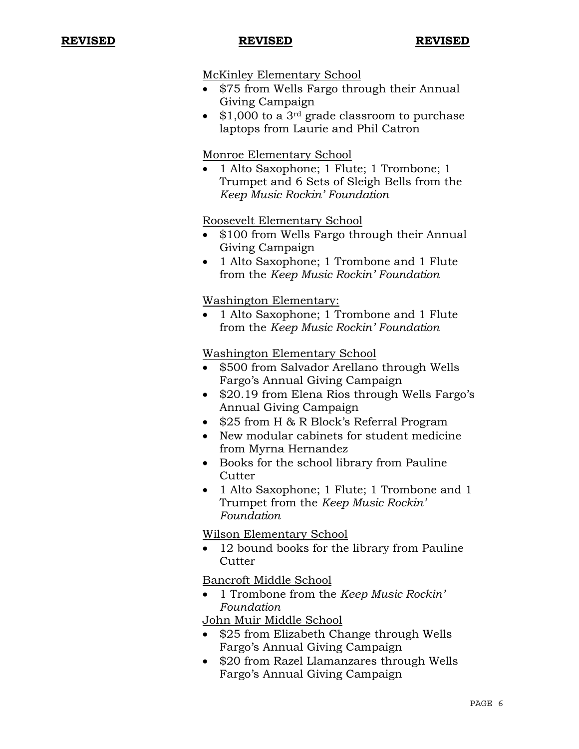**REVISED** **REVISED** **REVISED**

McKinley Elementary School

- $75 from Wells Fargo through their Annual Giving Campaign
- $1,000 to a 3rd grade classroom to purchase laptops from Laurie and Phil Catron

Monroe Elementary School

- 1 Alto Saxophone; 1 Flute; 1 Trombone; 1 Trumpet and 6 Sets of Sleigh Bells from the *Keep Music Rockin' Foundation*

Roosevelt Elementary School

- $100 from Wells Fargo through their Annual Giving Campaign
- 1 Alto Saxophone; 1 Trombone and 1 Flute from the *Keep Music Rockin' Foundation*

Washington Elementary:

- 1 Alto Saxophone; 1 Trombone and 1 Flute from the *Keep Music Rockin' Foundation*

Washington Elementary School

- $500 from Salvador Arellano through Wells Fargo's Annual Giving Campaign
- $20.19 from Elena Rios through Wells Fargo's Annual Giving Campaign
- $25 from H & R Block's Referral Program
- New modular cabinets for student medicine from Myrna Hernandez
- Books for the school library from Pauline Cutter
- 1 Alto Saxophone; 1 Flute; 1 Trombone and 1 Trumpet from the *Keep Music Rockin' Foundation*

Wilson Elementary School

- 12 bound books for the library from Pauline Cutter

Bancroft Middle School

- 1 Trombone from the *Keep Music Rockin' Foundation*

John Muir Middle School

- $25 from Elizabeth Change through Wells Fargo's Annual Giving Campaign
- $20 from Razel Llamanzares through Wells Fargo's Annual Giving Campaign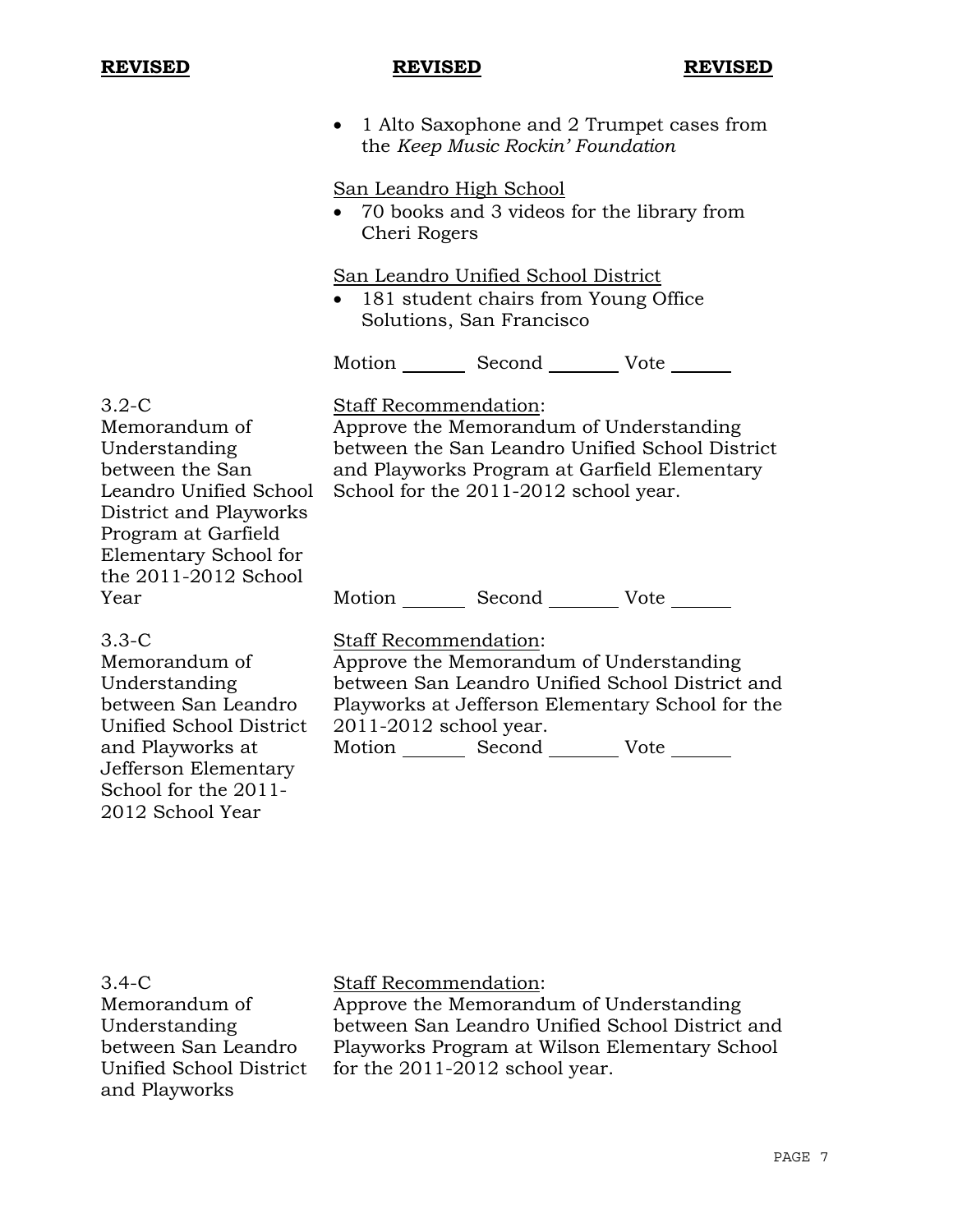**REVISED** **REVISED** **REVISED**

- 1 Alto Saxophone and 2 Trumpet cases from the *Keep Music Rockin' Foundation*

San Leandro High School

- 70 books and 3 videos for the library from Cheri Rogers

San Leandro Unified School District

- 181 student chairs from Young Office Solutions, San Francisco

Motion _______ Second ________ Vote _______

3.2-C Memorandum of Understanding between the San Leandro Unified School District and Playworks Program at Garfield Elementary School for the 2011-2012 School Year

Staff Recommendation:
Approve the Memorandum of Understanding between the San Leandro Unified School District and Playworks Program at Garfield Elementary School for the 2011-2012 school year.

Motion _______ Second ________ Vote _______

3.3-C Memorandum of Understanding between San Leandro Unified School District and Playworks at Jefferson Elementary School for the 2011-2012 School Year

Staff Recommendation:
Approve the Memorandum of Understanding between San Leandro Unified School District and Playworks at Jefferson Elementary School for the 2011-2012 school year.

Motion _______ Second ________ Vote _______

3.4-C Memorandum of Understanding between San Leandro Unified School District and Playworks

Staff Recommendation:
Approve the Memorandum of Understanding between San Leandro Unified School District and Playworks Program at Wilson Elementary School for the 2011-2012 school year.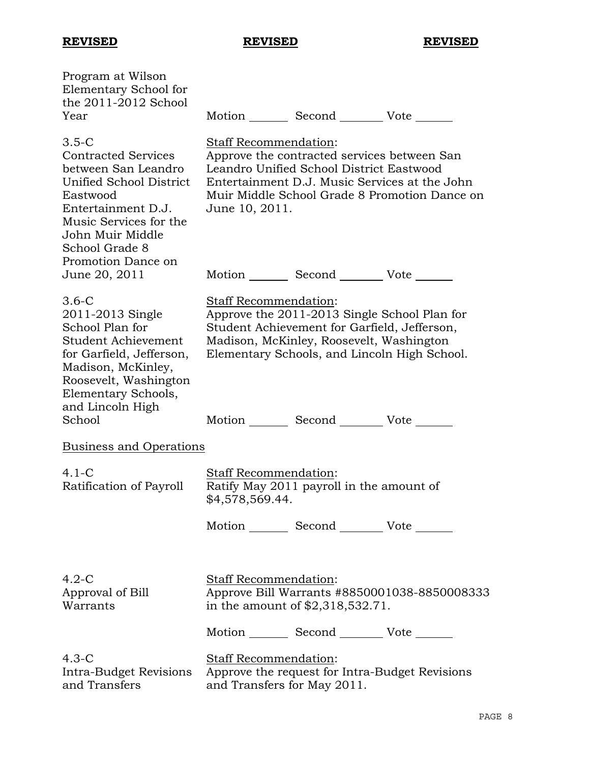**REVISED** **REVISED** **REVISED**

| | |
|---|---|
| Program at Wilson Elementary School for the 2011-2012 School Year | Motion _______ Second _______ Vote _______ |
| 3.5-C<br>Contracted Services between San Leandro Unified School District Eastwood Entertainment D.J. Music Services for the John Muir Middle School Grade 8 Promotion Dance on June 20, 2011 | Staff Recommendation:<br>Approve the contracted services between San Leandro Unified School District Eastwood Entertainment D.J. Music Services at the John Muir Middle School Grade 8 Promotion Dance on June 10, 2011.<br><br>Motion _______ Second _______ Vote _______ |
| 3.6-C<br>2011-2013 Single School Plan for Student Achievement for Garfield, Jefferson, Madison, McKinley, Roosevelt, Washington Elementary Schools, and Lincoln High School | Staff Recommendation:<br>Approve the 2011-2013 Single School Plan for Student Achievement for Garfield, Jefferson, Madison, McKinley, Roosevelt, Washington Elementary Schools, and Lincoln High School.<br><br>Motion _______ Second _______ Vote _______ |

Business and Operations

| | |
|---|---|
| 4.1-C<br>Ratification of Payroll | Staff Recommendation:<br>Ratify May 2011 payroll in the amount of $4,578,569.44.<br><br>Motion _______ Second _______ Vote _______ |
| 4.2-C<br>Approval of Bill Warrants | Staff Recommendation:<br>Approve Bill Warrants #8850001038-8850008333 in the amount of $2,318,532.71.<br><br>Motion _______ Second _______ Vote _______ |
| 4.3-C<br>Intra-Budget Revisions and Transfers | Staff Recommendation:<br>Approve the request for Intra-Budget Revisions and Transfers for May 2011. |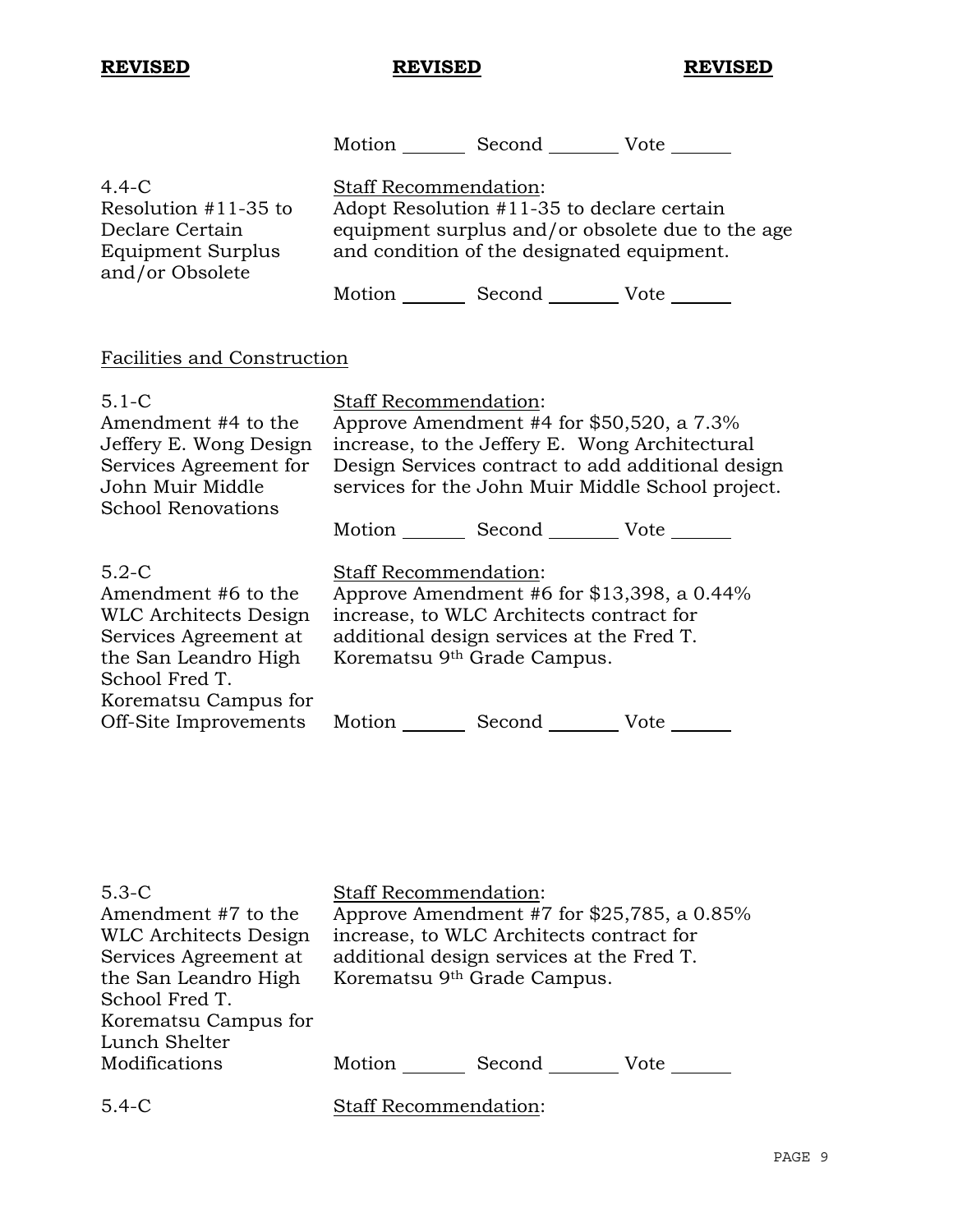**REVISED** **REVISED** **REVISED**

Motion _______ Second _______ Vote _______

4.4-C
Resolution #11-35 to Declare Certain Equipment Surplus and/or Obsolete

Staff Recommendation:
Adopt Resolution #11-35 to declare certain equipment surplus and/or obsolete due to the age and condition of the designated equipment.

Motion _______ Second _______ Vote _______

Facilities and Construction

5.1-C
Amendment #4 to the Jeffery E. Wong Design Services Agreement for John Muir Middle School Renovations

Staff Recommendation:
Approve Amendment #4 for $50,520, a 7.3% increase, to the Jeffery E. Wong Architectural Design Services contract to add additional design services for the John Muir Middle School project.

Motion _______ Second _______ Vote _______

5.2-C
Amendment #6 to the WLC Architects Design Services Agreement at the San Leandro High School Fred T. Korematsu Campus for Off-Site Improvements

Staff Recommendation:
Approve Amendment #6 for $13,398, a 0.44% increase, to WLC Architects contract for additional design services at the Fred T. Korematsu 9th Grade Campus.

Motion _______ Second _______ Vote _______

5.3-C
Amendment #7 to the WLC Architects Design Services Agreement at the San Leandro High School Fred T. Korematsu Campus for Lunch Shelter Modifications

Staff Recommendation:
Approve Amendment #7 for $25,785, a 0.85% increase, to WLC Architects contract for additional design services at the Fred T. Korematsu 9th Grade Campus.

Motion _______ Second _______ Vote _______

5.4-C

Staff Recommendation: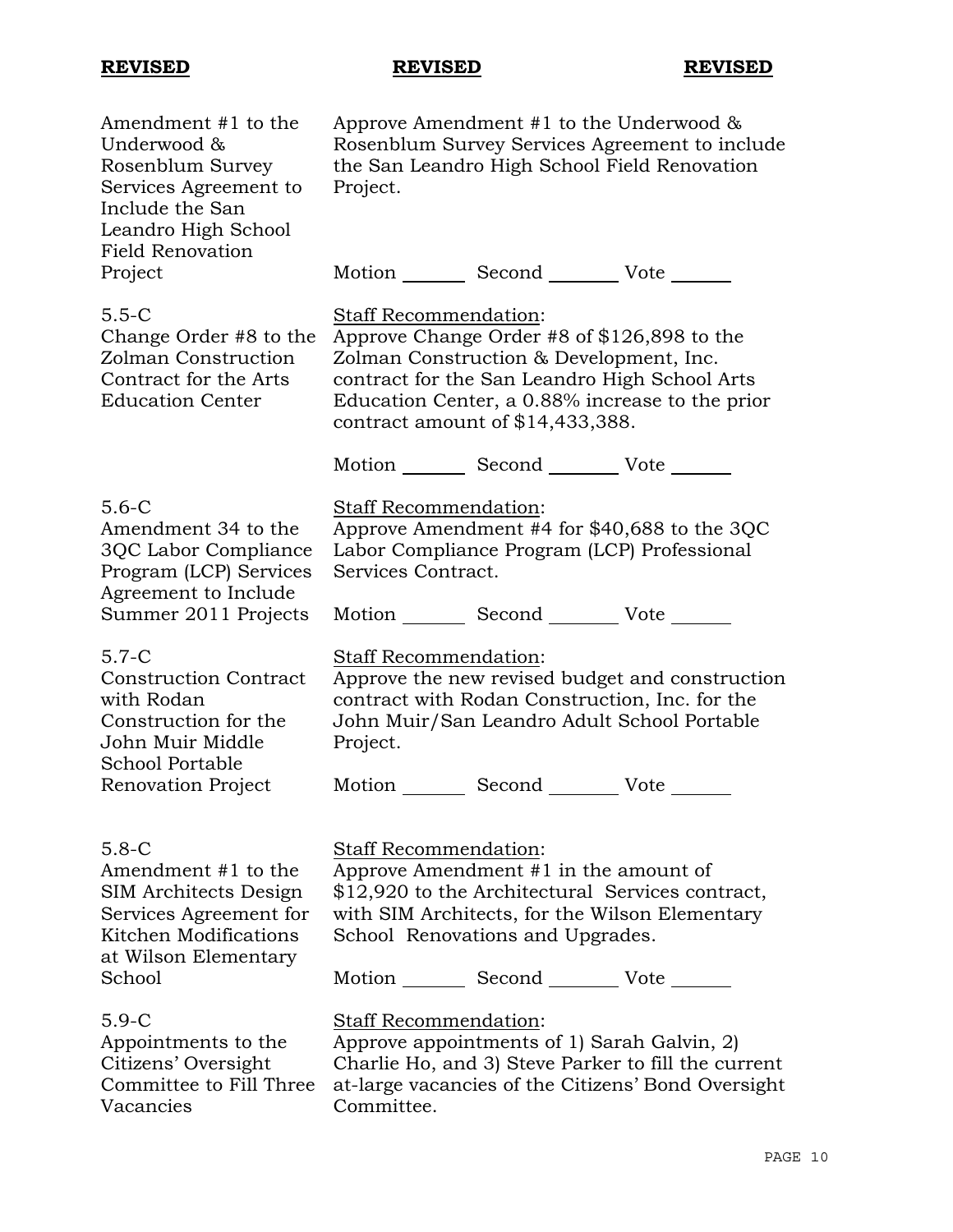**REVISED** **REVISED** **REVISED**

Amendment #1 to the Underwood & Rosenblum Survey Services Agreement to Include the San Leandro High School Field Renovation Project

Approve Amendment #1 to the Underwood & Rosenblum Survey Services Agreement to include the San Leandro High School Field Renovation Project.

Motion _______ Second _______ Vote _______

5.5-C
Change Order #8 to the Zolman Construction Contract for the Arts Education Center

Staff Recommendation:
Approve Change Order #8 of $126,898 to the Zolman Construction & Development, Inc. contract for the San Leandro High School Arts Education Center, a 0.88% increase to the prior contract amount of $14,433,388.

Motion _______ Second _______ Vote _______

5.6-C
Amendment 34 to the 3QC Labor Compliance Program (LCP) Services Agreement to Include Summer 2011 Projects

Staff Recommendation:
Approve Amendment #4 for $40,688 to the 3QC Labor Compliance Program (LCP) Professional Services Contract.

Motion _______ Second _______ Vote _______

5.7-C
Construction Contract with Rodan Construction for the John Muir Middle School Portable Renovation Project

Staff Recommendation:
Approve the new revised budget and construction contract with Rodan Construction, Inc. for the John Muir/San Leandro Adult School Portable Project.

Motion _______ Second _______ Vote _______

5.8-C
Amendment #1 to the SIM Architects Design Services Agreement for Kitchen Modifications at Wilson Elementary School

Staff Recommendation:
Approve Amendment #1 in the amount of $12,920 to the Architectural Services contract, with SIM Architects, for the Wilson Elementary School Renovations and Upgrades.

Motion _______ Second _______ Vote _______

5.9-C
Appointments to the Citizens' Oversight Committee to Fill Three Vacancies

Staff Recommendation:
Approve appointments of 1) Sarah Galvin, 2) Charlie Ho, and 3) Steve Parker to fill the current at-large vacancies of the Citizens' Bond Oversight Committee.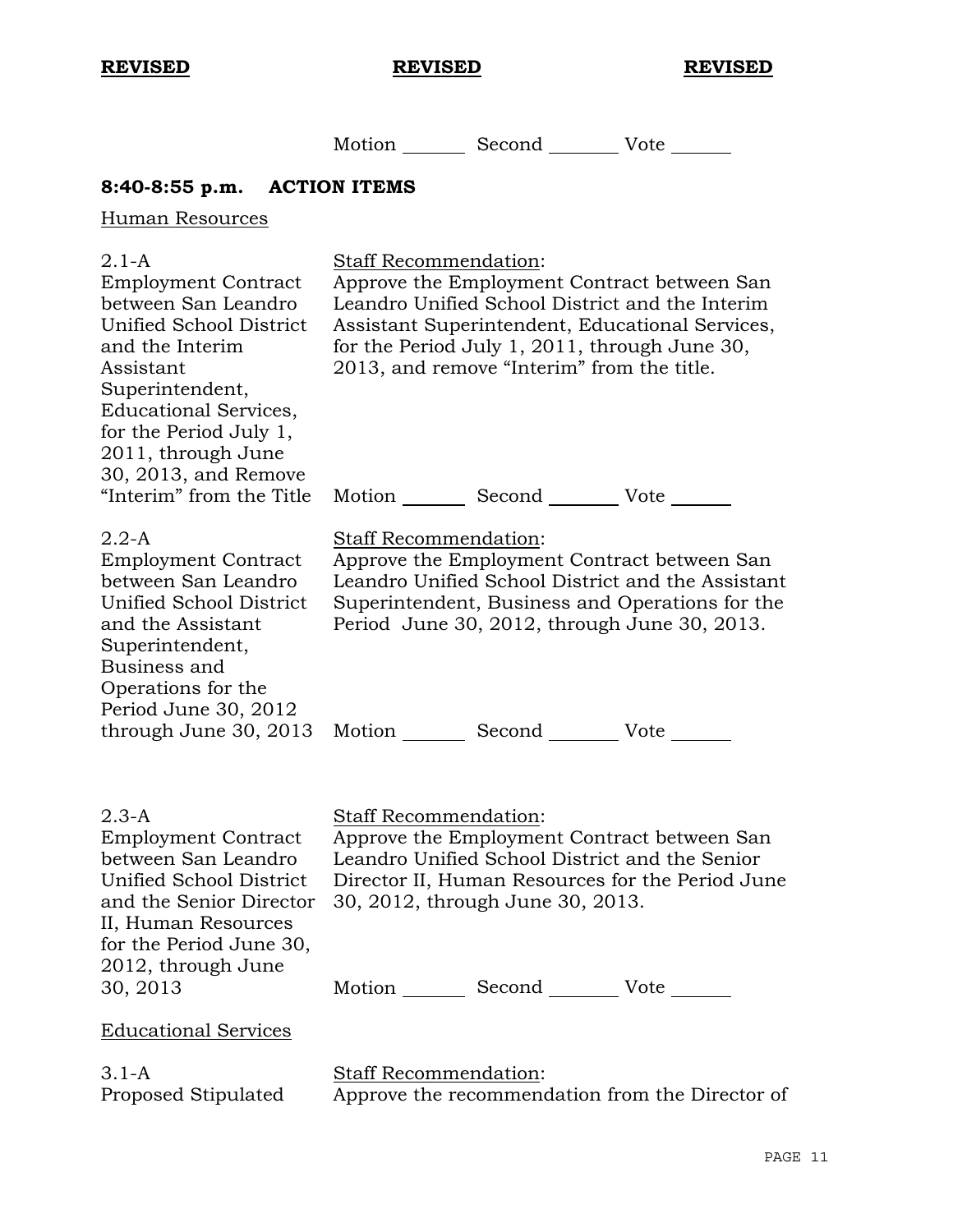**REVISED** **REVISED** **REVISED**

Motion ______ Second ______ Vote ______

## 8:40-8:55 p.m. ACTION ITEMS

Human Resources

2.1-A
Employment Contract between San Leandro Unified School District and the Interim Assistant Superintendent, Educational Services, for the Period July 1, 2011, through June 30, 2013, and Remove "Interim" from the Title

Staff Recommendation:
Approve the Employment Contract between San Leandro Unified School District and the Interim Assistant Superintendent, Educational Services, for the Period July 1, 2011, through June 30, 2013, and remove "Interim" from the title.

Motion ______ Second ______ Vote ______

2.2-A
Employment Contract between San Leandro Unified School District and the Assistant Superintendent, Business and Operations for the Period June 30, 2012 through June 30, 2013

Staff Recommendation:
Approve the Employment Contract between San Leandro Unified School District and the Assistant Superintendent, Business and Operations for the Period June 30, 2012, through June 30, 2013.

Motion ______ Second ______ Vote ______

2.3-A
Employment Contract between San Leandro Unified School District and the Senior Director II, Human Resources for the Period June 30, 2012, through June 30, 2013

Staff Recommendation:
Approve the Employment Contract between San Leandro Unified School District and the Senior Director II, Human Resources for the Period June 30, 2012, through June 30, 2013.

Motion ______ Second ______ Vote ______

Educational Services

3.1-A
Proposed Stipulated

Staff Recommendation:
Approve the recommendation from the Director of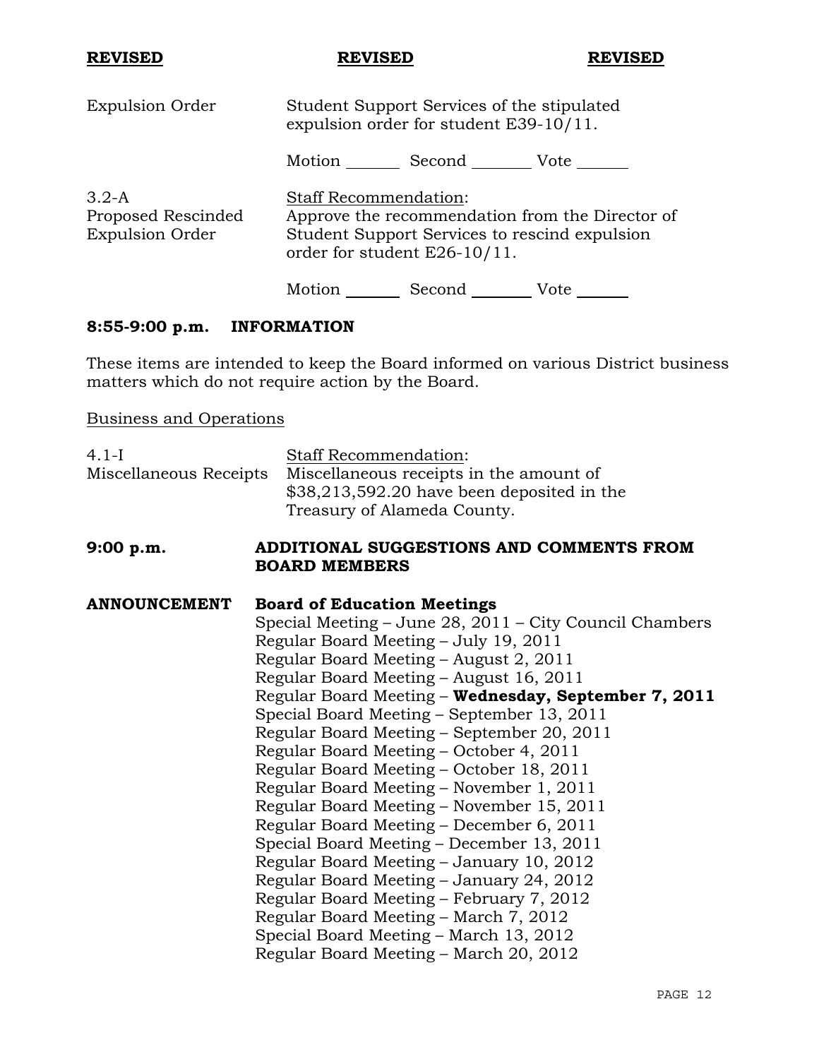**REVISED** **REVISED** **REVISED**

Expulsion Order — Student Support Services of the stipulated expulsion order for student E39-10/11.

Motion _______ Second _______ Vote _______

3.2-A Proposed Rescinded Expulsion Order

Staff Recommendation:
Approve the recommendation from the Director of Student Support Services to rescind expulsion order for student E26-10/11.

Motion _______ Second _______ Vote _______

## 8:55-9:00 p.m. INFORMATION

These items are intended to keep the Board informed on various District business matters which do not require action by the Board.

Business and Operations

4.1-I Miscellaneous Receipts

Staff Recommendation:
Miscellaneous receipts in the amount of $38,213,592.20 have been deposited in the Treasury of Alameda County.

## 9:00 p.m. ADDITIONAL SUGGESTIONS AND COMMENTS FROM BOARD MEMBERS

**ANNOUNCEMENT** **Board of Education Meetings**

Special Meeting – June 28, 2011 – City Council Chambers
Regular Board Meeting – July 19, 2011
Regular Board Meeting – August 2, 2011
Regular Board Meeting – August 16, 2011
Regular Board Meeting – **Wednesday, September 7, 2011**
Special Board Meeting – September 13, 2011
Regular Board Meeting – September 20, 2011
Regular Board Meeting – October 4, 2011
Regular Board Meeting – October 18, 2011
Regular Board Meeting – November 1, 2011
Regular Board Meeting – November 15, 2011
Regular Board Meeting – December 6, 2011
Special Board Meeting – December 13, 2011
Regular Board Meeting – January 10, 2012
Regular Board Meeting – January 24, 2012
Regular Board Meeting – February 7, 2012
Regular Board Meeting – March 7, 2012
Special Board Meeting – March 13, 2012
Regular Board Meeting – March 20, 2012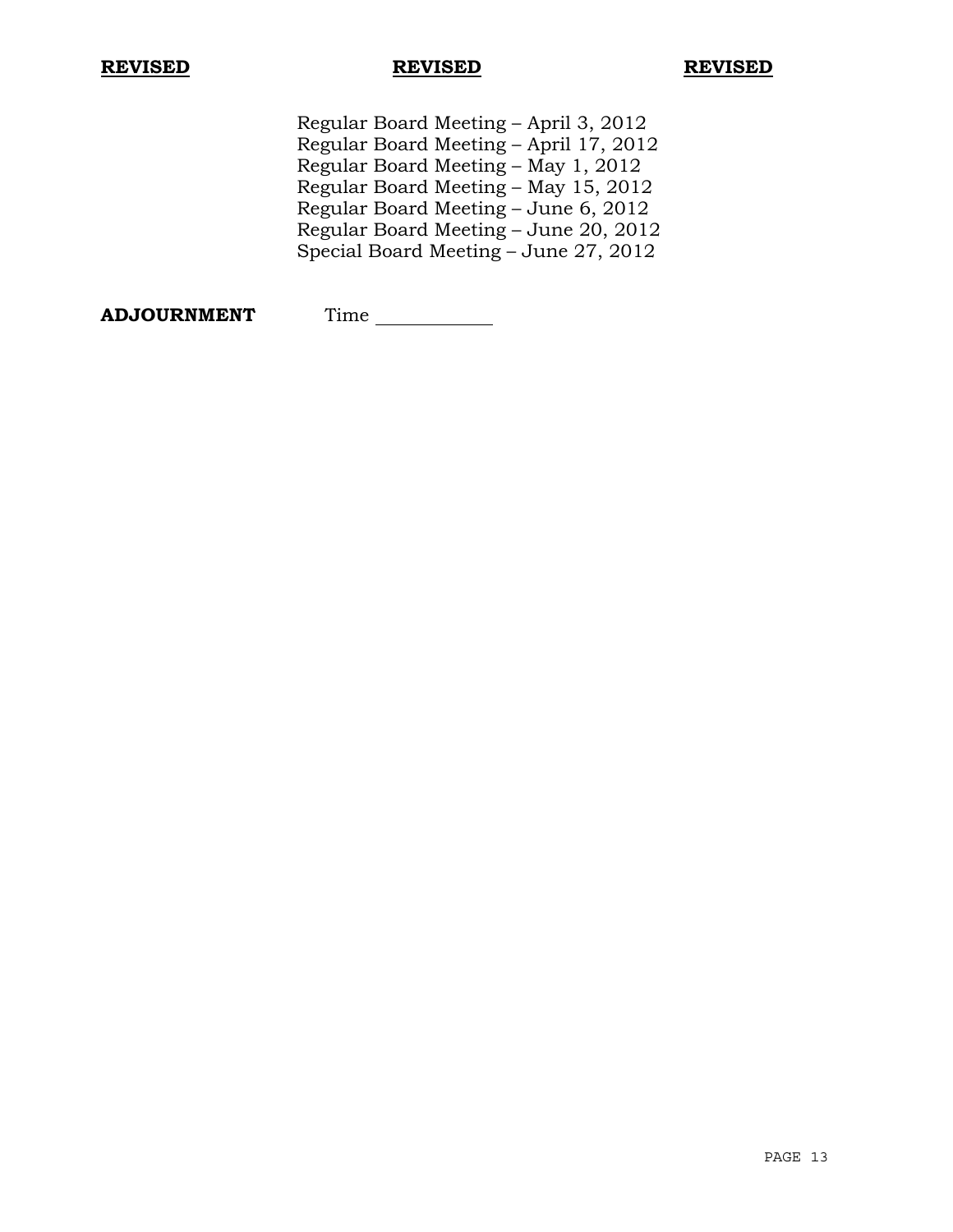**REVISED** **REVISED** **REVISED**

Regular Board Meeting – April 3, 2012
Regular Board Meeting – April 17, 2012
Regular Board Meeting – May 1, 2012
Regular Board Meeting – May 15, 2012
Regular Board Meeting – June 6, 2012
Regular Board Meeting – June 20, 2012
Special Board Meeting – June 27, 2012

**ADJOURNMENT** Time ____________